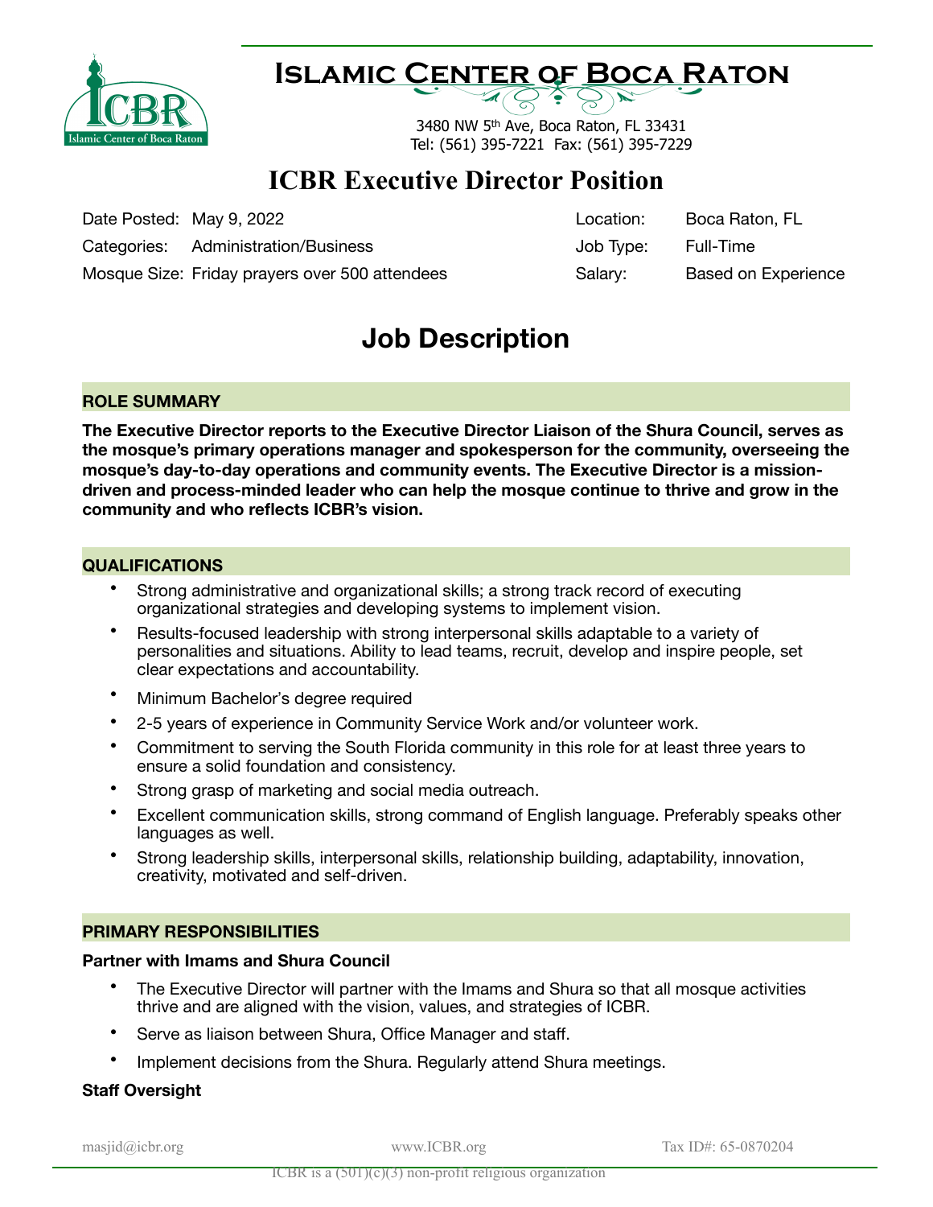# Islamic Center of Boca Raton

3480 NW 5th Ave, Boca Raton, FL 33431
Tel: (561) 395-7221 Fax: (561) 395-7229

## ICBR Executive Director Position

| | | | |
|---|---|---|---|
| Date Posted: | May 9, 2022 | Location: | Boca Raton, FL |
| Categories: | Administration/Business | Job Type: | Full-Time |
| Mosque Size: | Friday prayers over 500 attendees | Salary: | Based on Experience |

## Job Description

### ROLE SUMMARY

**The Executive Director reports to the Executive Director Liaison of the Shura Council, serves as the mosque's primary operations manager and spokesperson for the community, overseeing the mosque's day-to-day operations and community events. The Executive Director is a mission-driven and process-minded leader who can help the mosque continue to thrive and grow in the community and who reflects ICBR's vision.**

### QUALIFICATIONS

- Strong administrative and organizational skills; a strong track record of executing organizational strategies and developing systems to implement vision.
- Results-focused leadership with strong interpersonal skills adaptable to a variety of personalities and situations. Ability to lead teams, recruit, develop and inspire people, set clear expectations and accountability.
- Minimum Bachelor's degree required
- 2-5 years of experience in Community Service Work and/or volunteer work.
- Commitment to serving the South Florida community in this role for at least three years to ensure a solid foundation and consistency.
- Strong grasp of marketing and social media outreach.
- Excellent communication skills, strong command of English language. Preferably speaks other languages as well.
- Strong leadership skills, interpersonal skills, relationship building, adaptability, innovation, creativity, motivated and self-driven.

### PRIMARY RESPONSIBILITIES

**Partner with Imams and Shura Council**

- The Executive Director will partner with the Imams and Shura so that all mosque activities thrive and are aligned with the vision, values, and strategies of ICBR.
- Serve as liaison between Shura, Office Manager and staff.
- Implement decisions from the Shura. Regularly attend Shura meetings.

**Staff Oversight**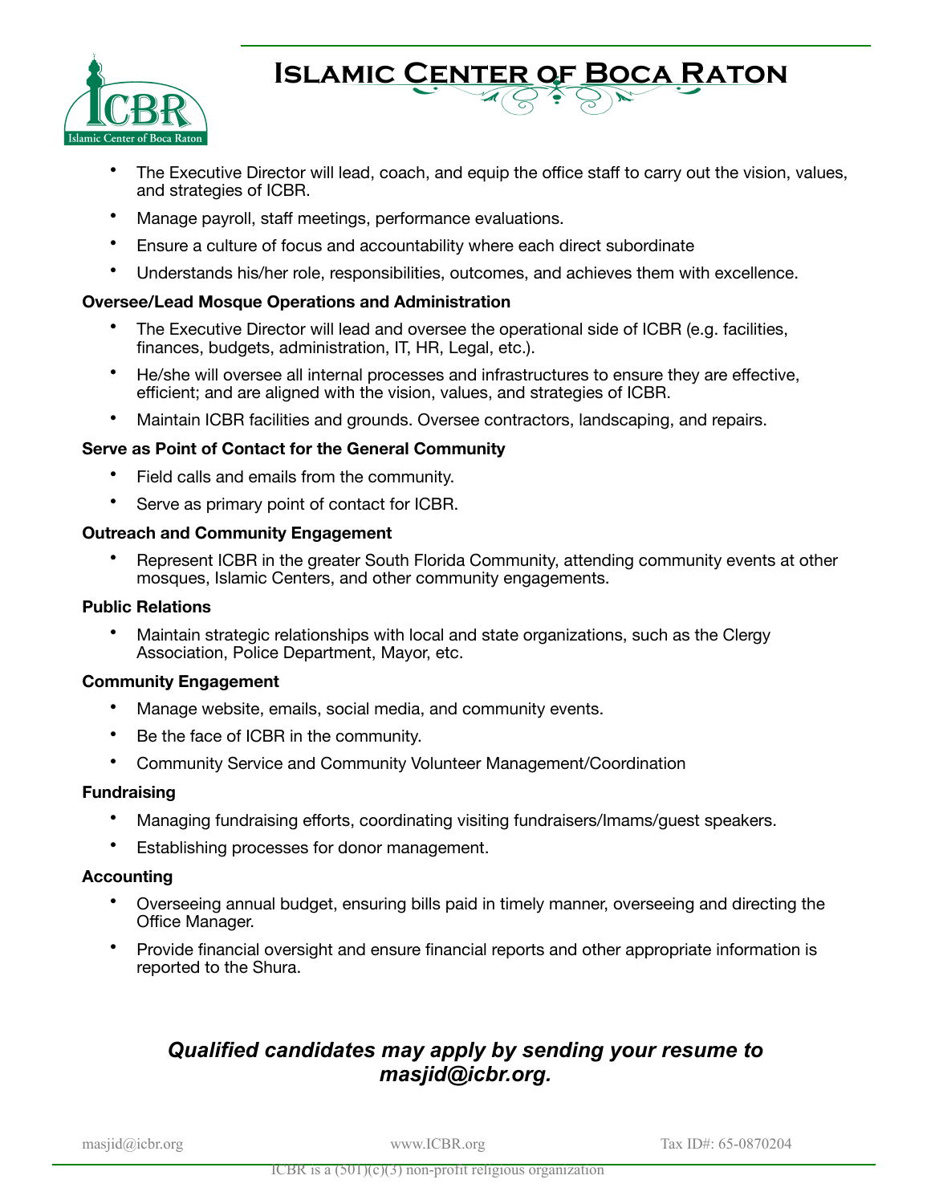- The Executive Director will lead, coach, and equip the office staff to carry out the vision, values, and strategies of ICBR.
- Manage payroll, staff meetings, performance evaluations.
- Ensure a culture of focus and accountability where each direct subordinate
- Understands his/her role, responsibilities, outcomes, and achieves them with excellence.

**Oversee/Lead Mosque Operations and Administration**

- The Executive Director will lead and oversee the operational side of ICBR (e.g. facilities, finances, budgets, administration, IT, HR, Legal, etc.).
- He/she will oversee all internal processes and infrastructures to ensure they are effective, efficient; and are aligned with the vision, values, and strategies of ICBR.
- Maintain ICBR facilities and grounds. Oversee contractors, landscaping, and repairs.

**Serve as Point of Contact for the General Community**

- Field calls and emails from the community.
- Serve as primary point of contact for ICBR.

**Outreach and Community Engagement**

- Represent ICBR in the greater South Florida Community, attending community events at other mosques, Islamic Centers, and other community engagements.

**Public Relations**

- Maintain strategic relationships with local and state organizations, such as the Clergy Association, Police Department, Mayor, etc.

**Community Engagement**

- Manage website, emails, social media, and community events.
- Be the face of ICBR in the community.
- Community Service and Community Volunteer Management/Coordination

**Fundraising**

- Managing fundraising efforts, coordinating visiting fundraisers/Imams/guest speakers.
- Establishing processes for donor management.

**Accounting**

- Overseeing annual budget, ensuring bills paid in timely manner, overseeing and directing the Office Manager.
- Provide financial oversight and ensure financial reports and other appropriate information is reported to the Shura.

***Qualified candidates may apply by sending your resume to masjid@icbr.org.***